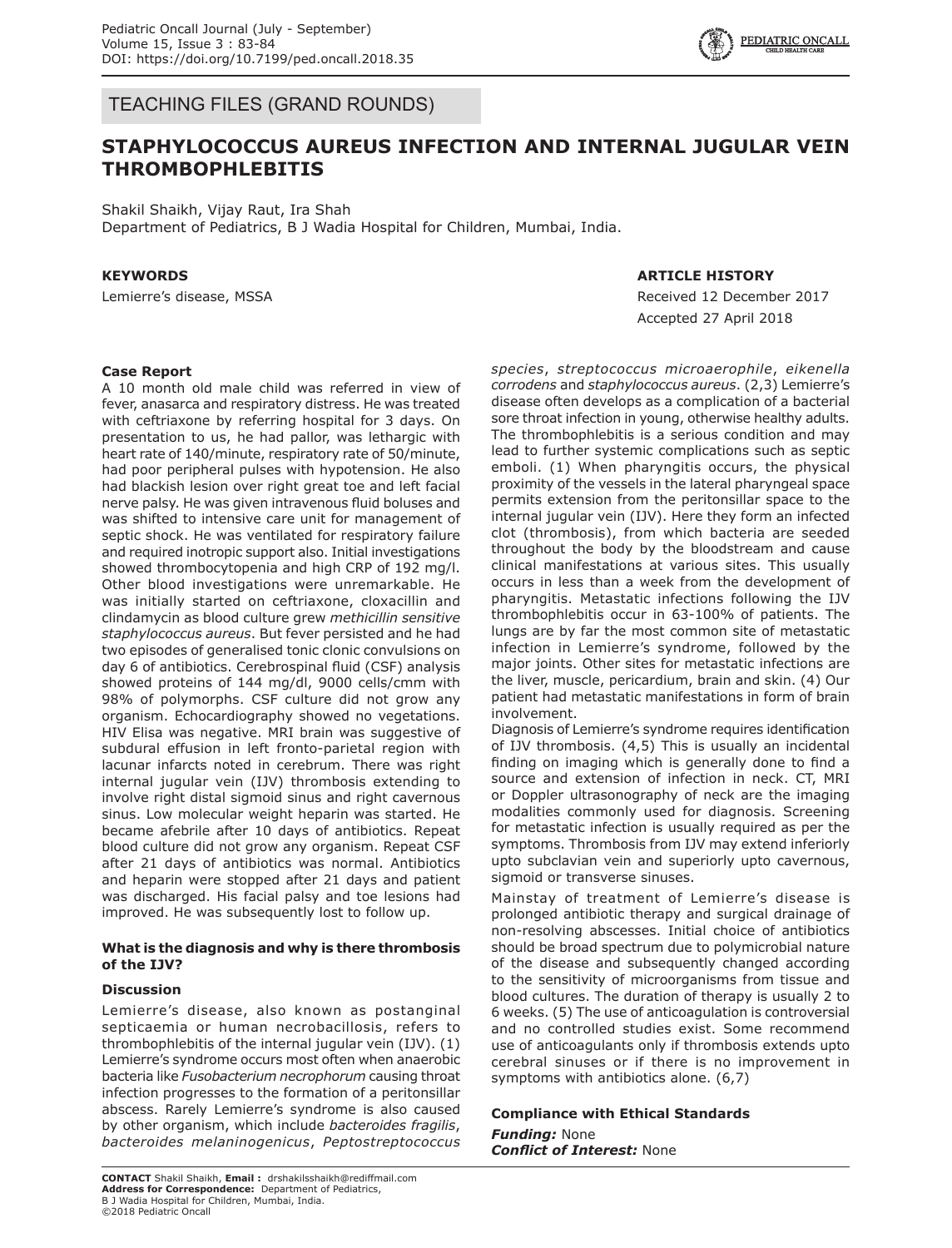TEACHING FILES (GRAND ROUNDS)

# STAPHYLOCOCCUS AUREUS INFECTION AND INTERNAL JUGULAR VEIN THROMBOPHLEBITIS

Shakil Shaikh, Vijay Raut, Ira Shah
Department of Pediatrics, B J Wadia Hospital for Children, Mumbai, India.

**KEYWORDS**

Lemierre's disease, MSSA

**ARTICLE HISTORY**

Received 12 December 2017
Accepted 27 April 2018

### Case Report

A 10 month old male child was referred in view of fever, anasarca and respiratory distress. He was treated with ceftriaxone by referring hospital for 3 days. On presentation to us, he had pallor, was lethargic with heart rate of 140/minute, respiratory rate of 50/minute, had poor peripheral pulses with hypotension. He also had blackish lesion over right great toe and left facial nerve palsy. He was given intravenous fluid boluses and was shifted to intensive care unit for management of septic shock. He was ventilated for respiratory failure and required inotropic support also. Initial investigations showed thrombocytopenia and high CRP of 192 mg/l. Other blood investigations were unremarkable. He was initially started on ceftriaxone, cloxacillin and clindamycin as blood culture grew *methicillin sensitive staphylococcus aureus*. But fever persisted and he had two episodes of generalised tonic clonic convulsions on day 6 of antibiotics. Cerebrospinal fluid (CSF) analysis showed proteins of 144 mg/dl, 9000 cells/cmm with 98% of polymorphs. CSF culture did not grow any organism. Echocardiography showed no vegetations. HIV Elisa was negative. MRI brain was suggestive of subdural effusion in left fronto-parietal region with lacunar infarcts noted in cerebrum. There was right internal jugular vein (IJV) thrombosis extending to involve right distal sigmoid sinus and right cavernous sinus. Low molecular weight heparin was started. He became afebrile after 10 days of antibiotics. Repeat blood culture did not grow any organism. Repeat CSF after 21 days of antibiotics was normal. Antibiotics and heparin were stopped after 21 days and patient was discharged. His facial palsy and toe lesions had improved. He was subsequently lost to follow up.

### What is the diagnosis and why is there thrombosis of the IJV?

### Discussion

Lemierre's disease, also known as postanginal septicaemia or human necrobacillosis, refers to thrombophlebitis of the internal jugular vein (IJV). (1) Lemierre's syndrome occurs most often when anaerobic bacteria like *Fusobacterium necrophorum* causing throat infection progresses to the formation of a peritonsillar abscess. Rarely Lemierre's syndrome is also caused by other organism, which include *bacteroides fragilis*, *bacteroides melaninogenicus*, *Peptostreptococcus species*, *streptococcus microaerophile*, *eikenella corrodens* and *staphylococcus aureus*. (2,3) Lemierre's disease often develops as a complication of a bacterial sore throat infection in young, otherwise healthy adults. The thrombophlebitis is a serious condition and may lead to further systemic complications such as septic emboli. (1) When pharyngitis occurs, the physical proximity of the vessels in the lateral pharyngeal space permits extension from the peritonsillar space to the internal jugular vein (IJV). Here they form an infected clot (thrombosis), from which bacteria are seeded throughout the body by the bloodstream and cause clinical manifestations at various sites. This usually occurs in less than a week from the development of pharyngitis. Metastatic infections following the IJV thrombophlebitis occur in 63-100% of patients. The lungs are by far the most common site of metastatic infection in Lemierre's syndrome, followed by the major joints. Other sites for metastatic infections are the liver, muscle, pericardium, brain and skin. (4) Our patient had metastatic manifestations in form of brain involvement.

Diagnosis of Lemierre's syndrome requires identification of IJV thrombosis. (4,5) This is usually an incidental finding on imaging which is generally done to find a source and extension of infection in neck. CT, MRI or Doppler ultrasonography of neck are the imaging modalities commonly used for diagnosis. Screening for metastatic infection is usually required as per the symptoms. Thrombosis from IJV may extend inferiorly upto subclavian vein and superiorly upto cavernous, sigmoid or transverse sinuses.

Mainstay of treatment of Lemierre's disease is prolonged antibiotic therapy and surgical drainage of non-resolving abscesses. Initial choice of antibiotics should be broad spectrum due to polymicrobial nature of the disease and subsequently changed according to the sensitivity of microorganisms from tissue and blood cultures. The duration of therapy is usually 2 to 6 weeks. (5) The use of anticoagulation is controversial and no controlled studies exist. Some recommend use of anticoagulants only if thrombosis extends upto cerebral sinuses or if there is no improvement in symptoms with antibiotics alone. (6,7)

### Compliance with Ethical Standards

***Funding:*** None
***Conflict of Interest:*** None

**CONTACT** Shakil Shaikh, **Email :** drshakilsshaikh@rediffmail.com
**Address for Correspondence:** Department of Pediatrics, B J Wadia Hospital for Children, Mumbai, India.
©2018 Pediatric Oncall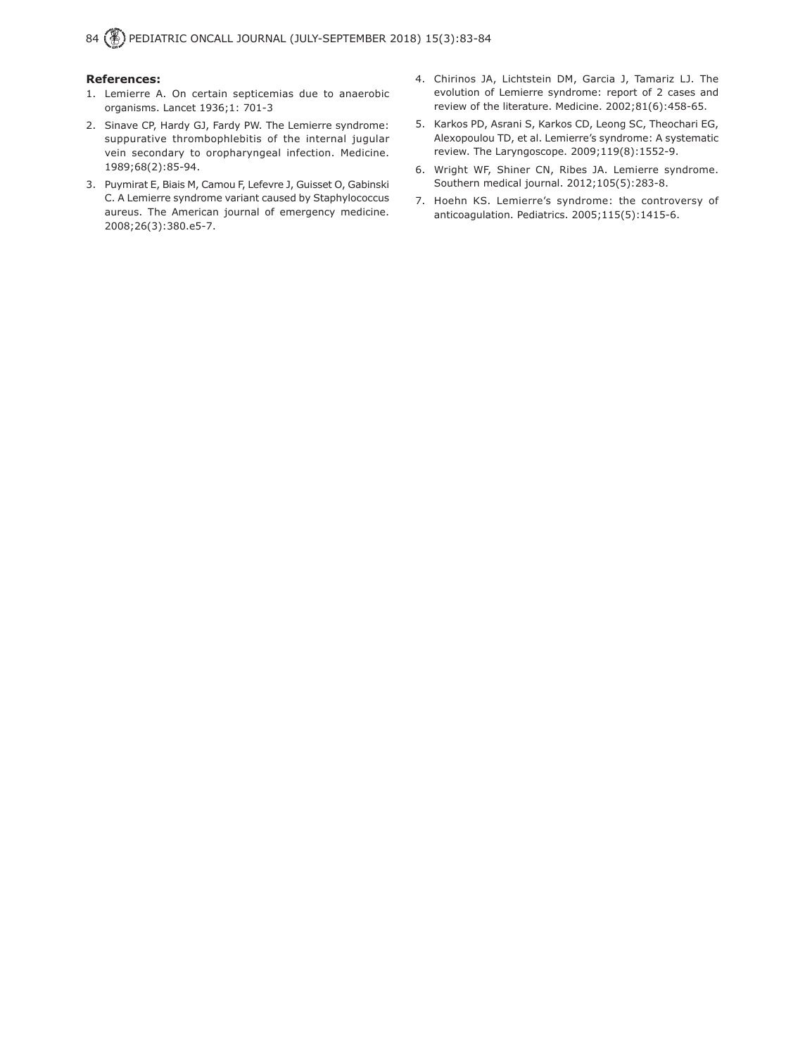**References:**

1. Lemierre A. On certain septicemias due to anaerobic organisms. Lancet 1936;1: 701-3
2. Sinave CP, Hardy GJ, Fardy PW. The Lemierre syndrome: suppurative thrombophlebitis of the internal jugular vein secondary to oropharyngeal infection. Medicine. 1989;68(2):85-94.
3. Puymirat E, Biais M, Camou F, Lefevre J, Guisset O, Gabinski C. A Lemierre syndrome variant caused by Staphylococcus aureus. The American journal of emergency medicine. 2008;26(3):380.e5-7.
4. Chirinos JA, Lichtstein DM, Garcia J, Tamariz LJ. The evolution of Lemierre syndrome: report of 2 cases and review of the literature. Medicine. 2002;81(6):458-65.
5. Karkos PD, Asrani S, Karkos CD, Leong SC, Theochari EG, Alexopoulou TD, et al. Lemierre's syndrome: A systematic review. The Laryngoscope. 2009;119(8):1552-9.
6. Wright WF, Shiner CN, Ribes JA. Lemierre syndrome. Southern medical journal. 2012;105(5):283-8.
7. Hoehn KS. Lemierre's syndrome: the controversy of anticoagulation. Pediatrics. 2005;115(5):1415-6.